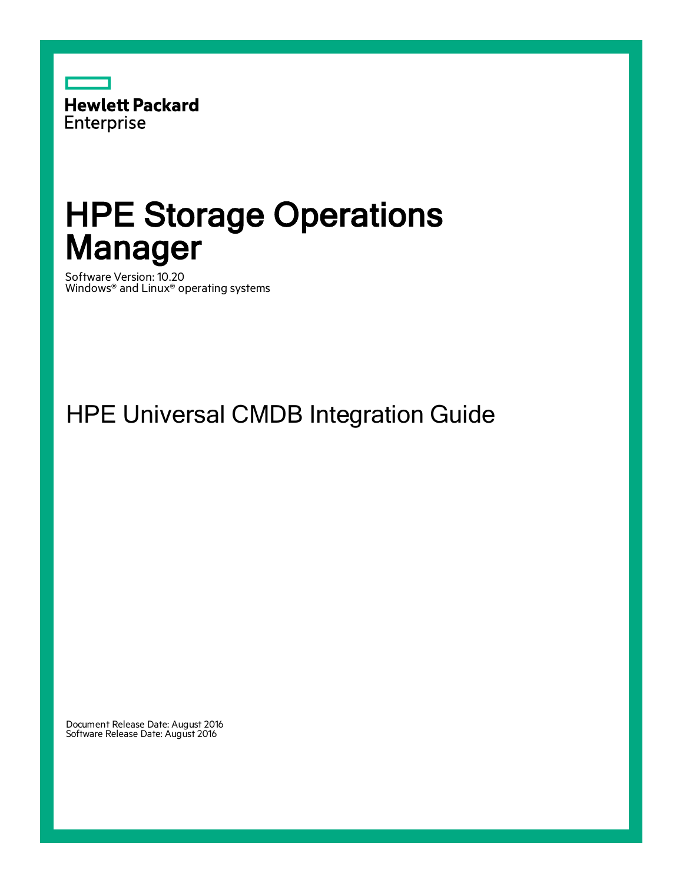Hewlett Packard
Enterprise

# HPE Storage Operations Manager

Software Version: 10.20
Windows® and Linux® operating systems

## HPE Universal CMDB Integration Guide

Document Release Date: August 2016
Software Release Date: August 2016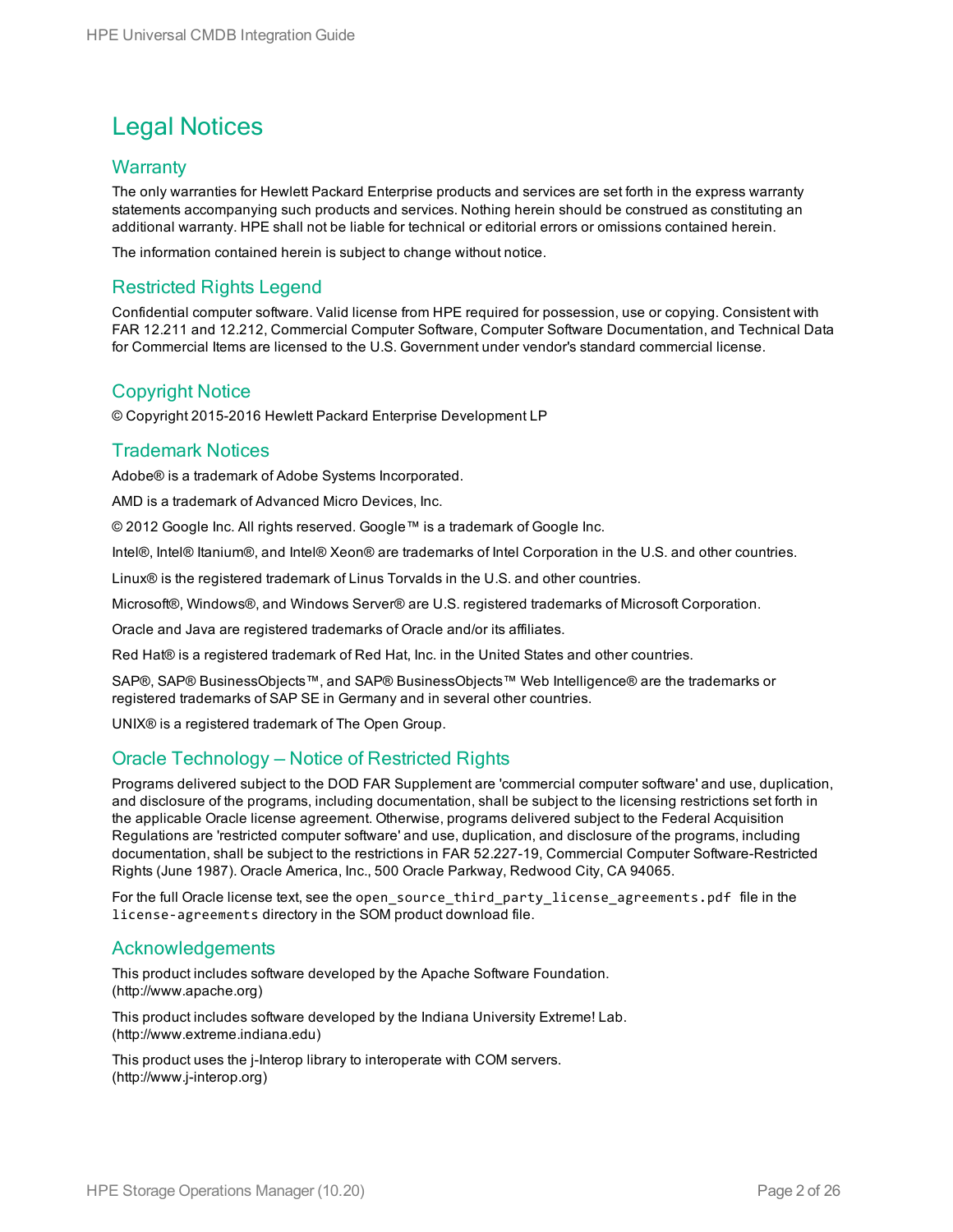# Legal Notices

## Warranty

The only warranties for Hewlett Packard Enterprise products and services are set forth in the express warranty statements accompanying such products and services. Nothing herein should be construed as constituting an additional warranty. HPE shall not be liable for technical or editorial errors or omissions contained herein.

The information contained herein is subject to change without notice.

## Restricted Rights Legend

Confidential computer software. Valid license from HPE required for possession, use or copying. Consistent with FAR 12.211 and 12.212, Commercial Computer Software, Computer Software Documentation, and Technical Data for Commercial Items are licensed to the U.S. Government under vendor's standard commercial license.

## Copyright Notice

© Copyright 2015-2016 Hewlett Packard Enterprise Development LP

## Trademark Notices

Adobe® is a trademark of Adobe Systems Incorporated.

AMD is a trademark of Advanced Micro Devices, Inc.

© 2012 Google Inc. All rights reserved. Google™ is a trademark of Google Inc.

Intel®, Intel® Itanium®, and Intel® Xeon® are trademarks of Intel Corporation in the U.S. and other countries.

Linux® is the registered trademark of Linus Torvalds in the U.S. and other countries.

Microsoft®, Windows®, and Windows Server® are U.S. registered trademarks of Microsoft Corporation.

Oracle and Java are registered trademarks of Oracle and/or its affiliates.

Red Hat® is a registered trademark of Red Hat, Inc. in the United States and other countries.

SAP®, SAP® BusinessObjects™, and SAP® BusinessObjects™ Web Intelligence® are the trademarks or registered trademarks of SAP SE in Germany and in several other countries.

UNIX® is a registered trademark of The Open Group.

## Oracle Technology — Notice of Restricted Rights

Programs delivered subject to the DOD FAR Supplement are 'commercial computer software' and use, duplication, and disclosure of the programs, including documentation, shall be subject to the licensing restrictions set forth in the applicable Oracle license agreement. Otherwise, programs delivered subject to the Federal Acquisition Regulations are 'restricted computer software' and use, duplication, and disclosure of the programs, including documentation, shall be subject to the restrictions in FAR 52.227-19, Commercial Computer Software-Restricted Rights (June 1987). Oracle America, Inc., 500 Oracle Parkway, Redwood City, CA 94065.

For the full Oracle license text, see the `open_source_third_party_license_agreements.pdf` file in the `license-agreements` directory in the SOM product download file.

## Acknowledgements

This product includes software developed by the Apache Software Foundation. (http://www.apache.org)

This product includes software developed by the Indiana University Extreme! Lab. (http://www.extreme.indiana.edu)

This product uses the j-Interop library to interoperate with COM servers. (http://www.j-interop.org)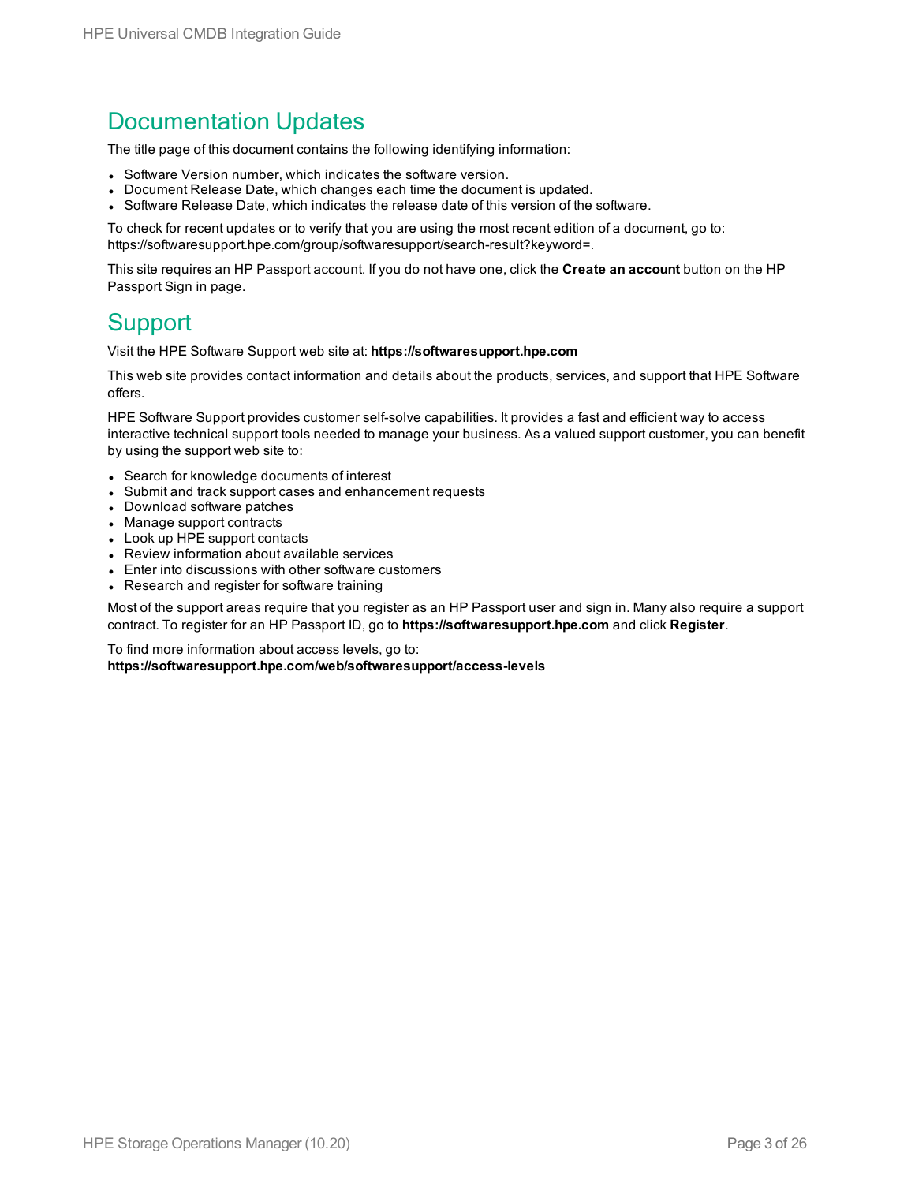## Documentation Updates

The title page of this document contains the following identifying information:

- Software Version number, which indicates the software version.
- Document Release Date, which changes each time the document is updated.
- Software Release Date, which indicates the release date of this version of the software.

To check for recent updates or to verify that you are using the most recent edition of a document, go to: https://softwaresupport.hpe.com/group/softwaresupport/search-result?keyword=.

This site requires an HP Passport account. If you do not have one, click the **Create an account** button on the HP Passport Sign in page.

## Support

Visit the HPE Software Support web site at: **https://softwaresupport.hpe.com**

This web site provides contact information and details about the products, services, and support that HPE Software offers.

HPE Software Support provides customer self-solve capabilities. It provides a fast and efficient way to access interactive technical support tools needed to manage your business. As a valued support customer, you can benefit by using the support web site to:

- Search for knowledge documents of interest
- Submit and track support cases and enhancement requests
- Download software patches
- Manage support contracts
- Look up HPE support contacts
- Review information about available services
- Enter into discussions with other software customers
- Research and register for software training

Most of the support areas require that you register as an HP Passport user and sign in. Many also require a support contract. To register for an HP Passport ID, go to **https://softwaresupport.hpe.com** and click **Register**.

To find more information about access levels, go to:
**https://softwaresupport.hpe.com/web/softwaresupport/access-levels**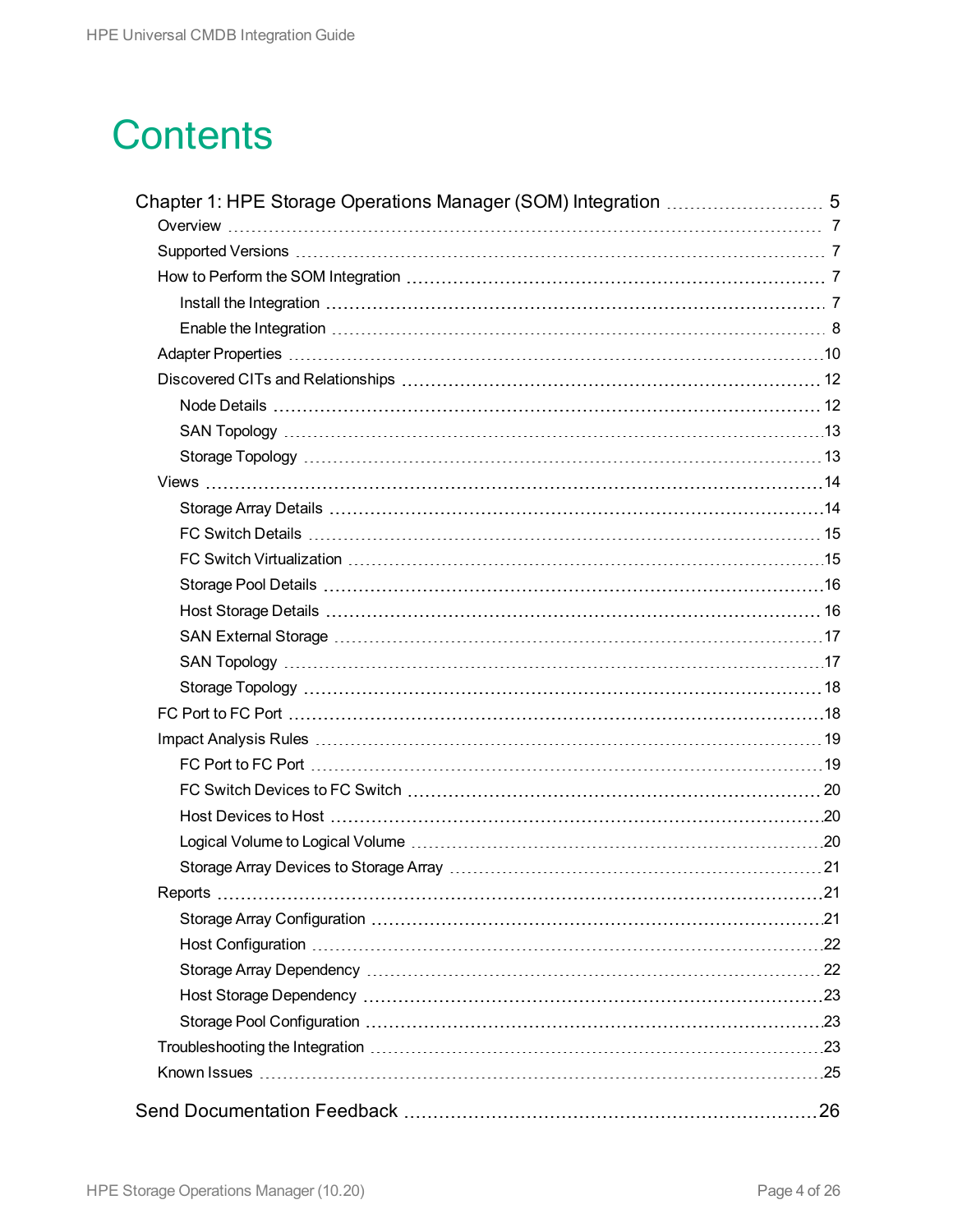# Contents

- Chapter 1: HPE Storage Operations Manager (SOM) Integration ..... 5
  - Overview ..... 7
  - Supported Versions ..... 7
  - How to Perform the SOM Integration ..... 7
    - Install the Integration ..... 7
    - Enable the Integration ..... 8
  - Adapter Properties ..... 10
  - Discovered CITs and Relationships ..... 12
    - Node Details ..... 12
    - SAN Topology ..... 13
    - Storage Topology ..... 13
  - Views ..... 14
    - Storage Array Details ..... 14
    - FC Switch Details ..... 15
    - FC Switch Virtualization ..... 15
    - Storage Pool Details ..... 16
    - Host Storage Details ..... 16
    - SAN External Storage ..... 17
    - SAN Topology ..... 17
    - Storage Topology ..... 18
  - FC Port to FC Port ..... 18
  - Impact Analysis Rules ..... 19
    - FC Port to FC Port ..... 19
    - FC Switch Devices to FC Switch ..... 20
    - Host Devices to Host ..... 20
    - Logical Volume to Logical Volume ..... 20
    - Storage Array Devices to Storage Array ..... 21
  - Reports ..... 21
    - Storage Array Configuration ..... 21
    - Host Configuration ..... 22
    - Storage Array Dependency ..... 22
    - Host Storage Dependency ..... 23
    - Storage Pool Configuration ..... 23
  - Troubleshooting the Integration ..... 23
  - Known Issues ..... 25
- Send Documentation Feedback ..... 26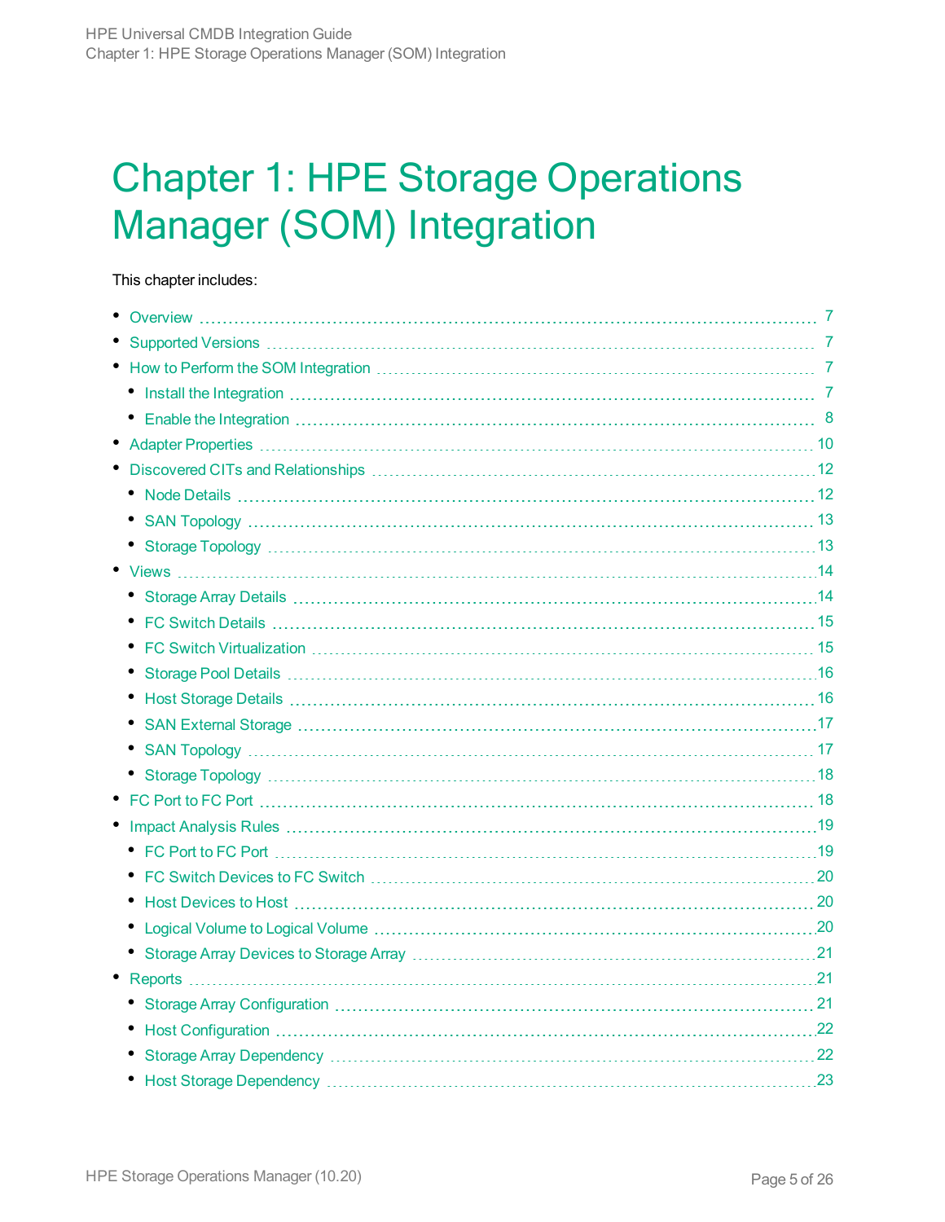# Chapter 1: HPE Storage Operations Manager (SOM) Integration

This chapter includes:

- Overview 7
- Supported Versions 7
- How to Perform the SOM Integration 7
  - Install the Integration 7
  - Enable the Integration 8
- Adapter Properties 10
- Discovered CITs and Relationships 12
  - Node Details 12
  - SAN Topology 13
  - Storage Topology 13
- Views 14
  - Storage Array Details 14
  - FC Switch Details 15
  - FC Switch Virtualization 15
  - Storage Pool Details 16
  - Host Storage Details 16
  - SAN External Storage 17
  - SAN Topology 17
  - Storage Topology 18
- FC Port to FC Port 18
- Impact Analysis Rules 19
  - FC Port to FC Port 19
  - FC Switch Devices to FC Switch 20
  - Host Devices to Host 20
  - Logical Volume to Logical Volume 20
  - Storage Array Devices to Storage Array 21
- Reports 21
  - Storage Array Configuration 21
  - Host Configuration 22
  - Storage Array Dependency 22
  - Host Storage Dependency 23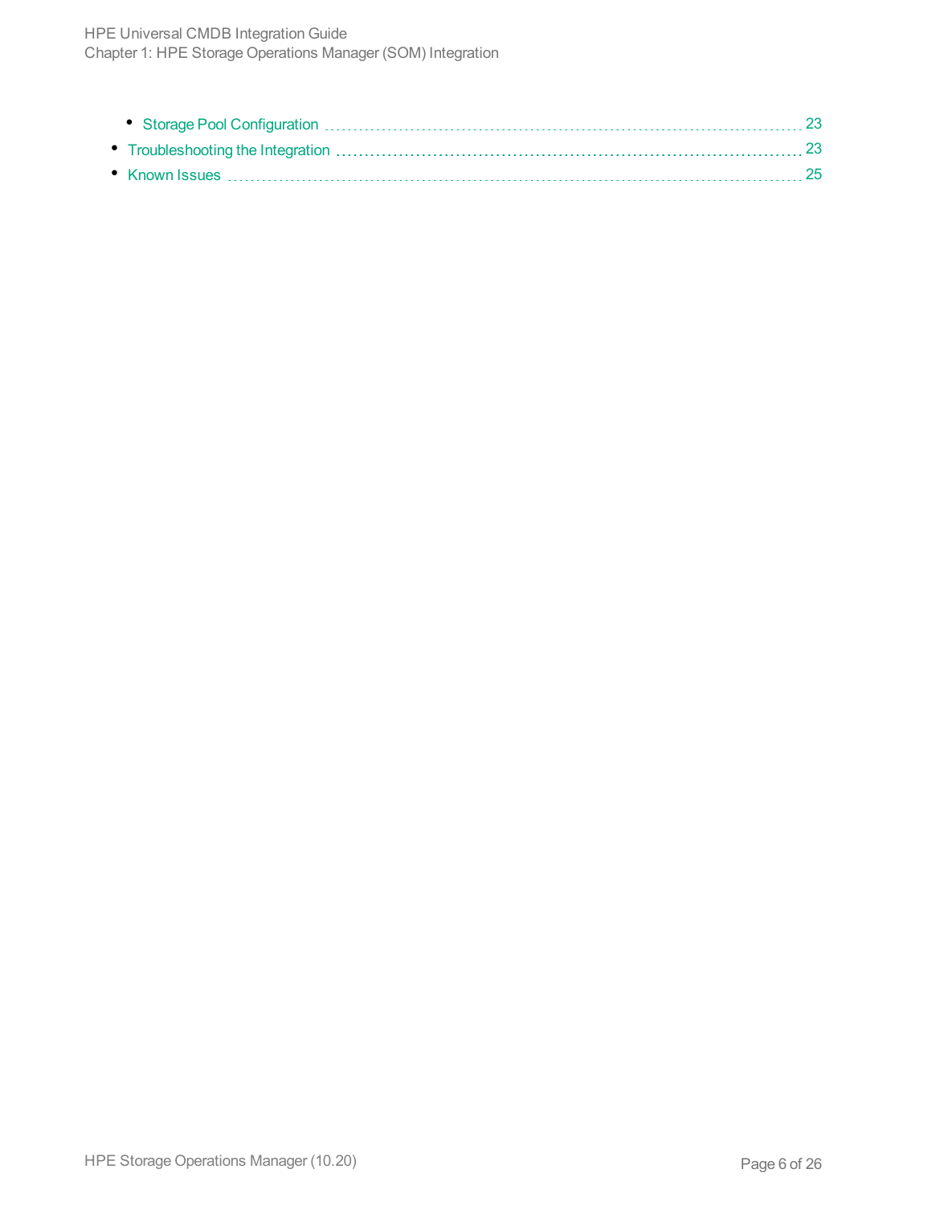- Storage Pool Configuration ..... 23
- Troubleshooting the Integration ..... 23
- Known Issues ..... 25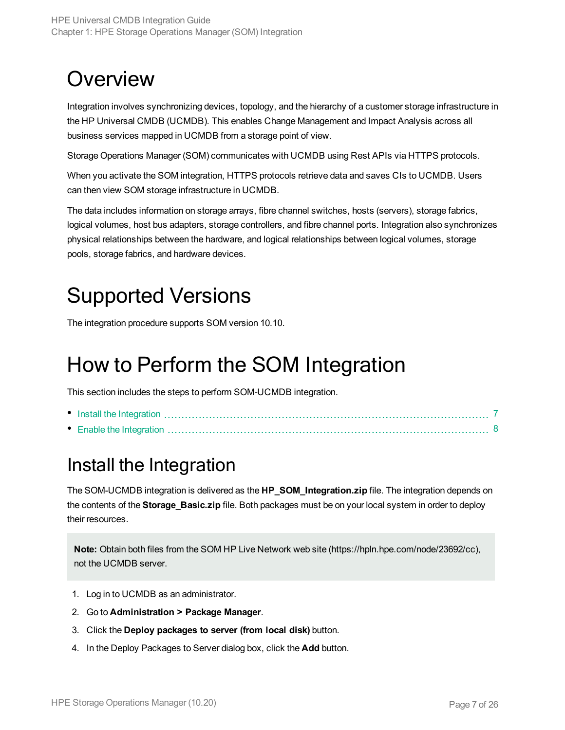# Overview

Integration involves synchronizing devices, topology, and the hierarchy of a customer storage infrastructure in the HP Universal CMDB (UCMDB). This enables Change Management and Impact Analysis across all business services mapped in UCMDB from a storage point of view.

Storage Operations Manager (SOM) communicates with UCMDB using Rest APIs via HTTPS protocols.

When you activate the SOM integration, HTTPS protocols retrieve data and saves CIs to UCMDB. Users can then view SOM storage infrastructure in UCMDB.

The data includes information on storage arrays, fibre channel switches, hosts (servers), storage fabrics, logical volumes, host bus adapters, storage controllers, and fibre channel ports. Integration also synchronizes physical relationships between the hardware, and logical relationships between logical volumes, storage pools, storage fabrics, and hardware devices.

# Supported Versions

The integration procedure supports SOM version 10.10.

# How to Perform the SOM Integration

This section includes the steps to perform SOM-UCMDB integration.

- Install the Integration ........ 7
- Enable the Integration ........ 8

## Install the Integration

The SOM-UCMDB integration is delivered as the **HP_SOM_Integration.zip** file. The integration depends on the contents of the **Storage_Basic.zip** file. Both packages must be on your local system in order to deploy their resources.

> **Note:** Obtain both files from the SOM HP Live Network web site (https://hpln.hpe.com/node/23692/cc), not the UCMDB server.

1. Log in to UCMDB as an administrator.
2. Go to **Administration > Package Manager**.
3. Click the **Deploy packages to server (from local disk)** button.
4. In the Deploy Packages to Server dialog box, click the **Add** button.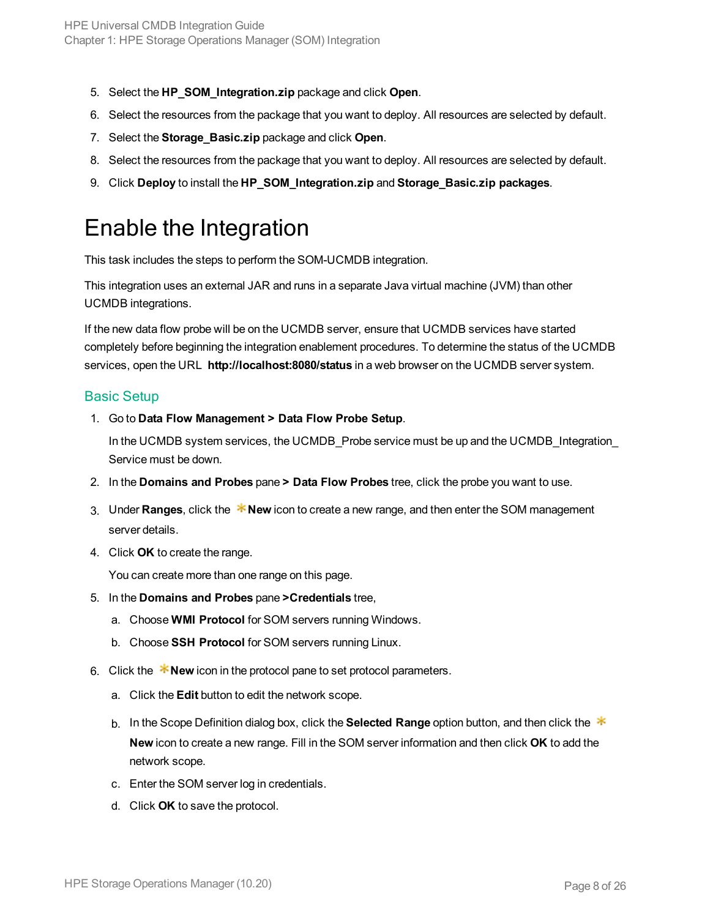5. Select the **HP_SOM_Integration.zip** package and click **Open**.
6. Select the resources from the package that you want to deploy. All resources are selected by default.
7. Select the **Storage_Basic.zip** package and click **Open**.
8. Select the resources from the package that you want to deploy. All resources are selected by default.
9. Click **Deploy** to install the **HP_SOM_Integration.zip** and **Storage_Basic.zip packages**.

# Enable the Integration

This task includes the steps to perform the SOM-UCMDB integration.

This integration uses an external JAR and runs in a separate Java virtual machine (JVM) than other UCMDB integrations.

If the new data flow probe will be on the UCMDB server, ensure that UCMDB services have started completely before beginning the integration enablement procedures. To determine the status of the UCMDB services, open the URL **http://localhost:8080/status** in a web browser on the UCMDB server system.

## Basic Setup

1. Go to **Data Flow Management > Data Flow Probe Setup**.

   In the UCMDB system services, the UCMDB_Probe service must be up and the UCMDB_Integration_Service must be down.

2. In the **Domains and Probes** pane **> Data Flow Probes** tree, click the probe you want to use.
3. Under **Ranges**, click the **New** icon to create a new range, and then enter the SOM management server details.
4. Click **OK** to create the range.

   You can create more than one range on this page.

5. In the **Domains and Probes** pane **>Credentials** tree,
   a. Choose **WMI Protocol** for SOM servers running Windows.
   b. Choose **SSH Protocol** for SOM servers running Linux.
6. Click the **New** icon in the protocol pane to set protocol parameters.
   a. Click the **Edit** button to edit the network scope.
   b. In the Scope Definition dialog box, click the **Selected Range** option button, and then click the **New** icon to create a new range. Fill in the SOM server information and then click **OK** to add the network scope.
   c. Enter the SOM server log in credentials.
   d. Click **OK** to save the protocol.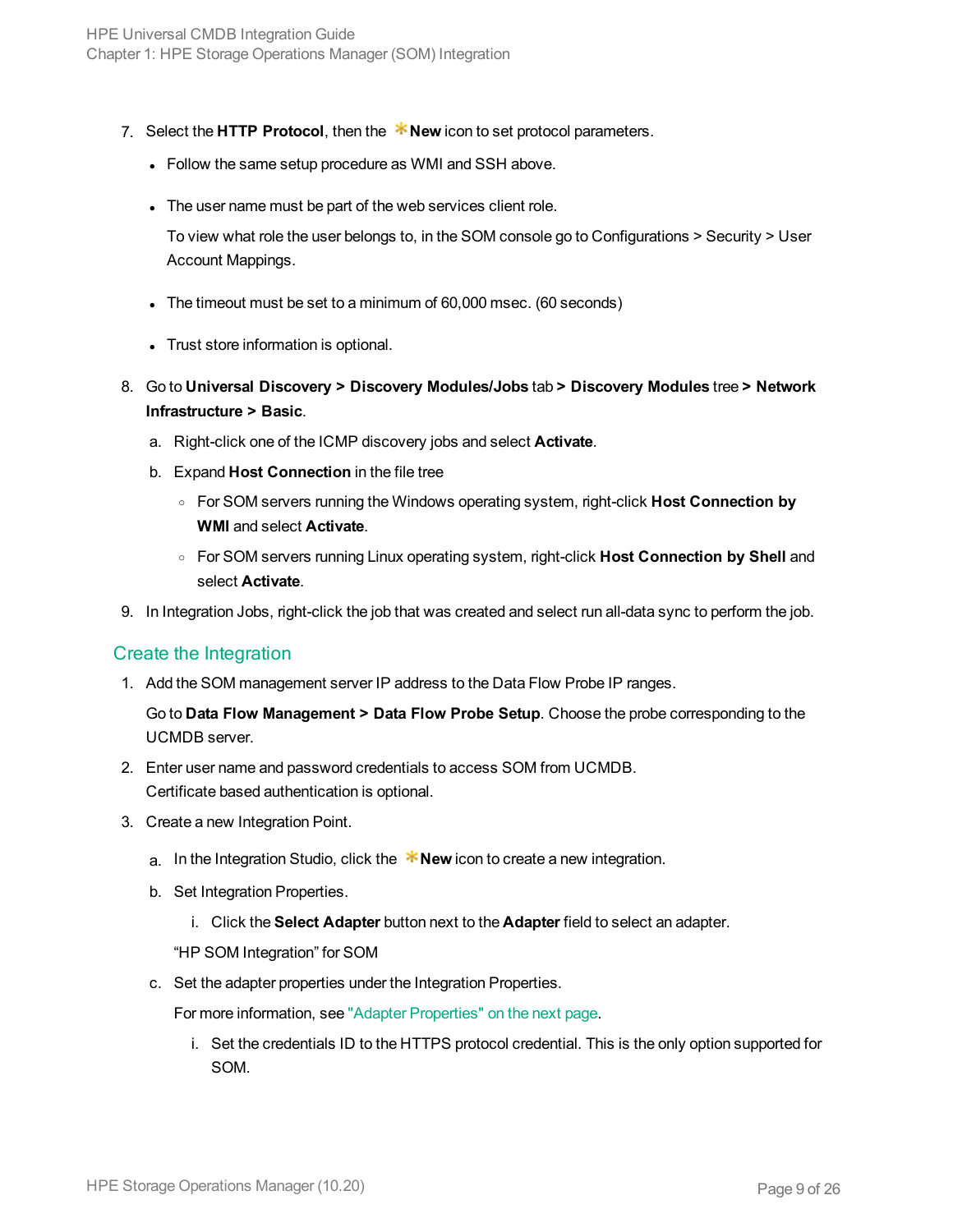7. Select the **HTTP Protocol**, then the **New** icon to set protocol parameters.

   - Follow the same setup procedure as WMI and SSH above.
   - The user name must be part of the web services client role.

     To view what role the user belongs to, in the SOM console go to Configurations > Security > User Account Mappings.
   - The timeout must be set to a minimum of 60,000 msec. (60 seconds)
   - Trust store information is optional.

8. Go to **Universal Discovery > Discovery Modules/Jobs** tab **> Discovery Modules** tree **> Network Infrastructure > Basic**.

   a. Right-click one of the ICMP discovery jobs and select **Activate**.

   b. Expand **Host Connection** in the file tree

      - For SOM servers running the Windows operating system, right-click **Host Connection by WMI** and select **Activate**.
      - For SOM servers running Linux operating system, right-click **Host Connection by Shell** and select **Activate**.

9. In Integration Jobs, right-click the job that was created and select run all-data sync to perform the job.

## Create the Integration

1. Add the SOM management server IP address to the Data Flow Probe IP ranges.

   Go to **Data Flow Management > Data Flow Probe Setup**. Choose the probe corresponding to the UCMDB server.

2. Enter user name and password credentials to access SOM from UCMDB.
   Certificate based authentication is optional.

3. Create a new Integration Point.

   a. In the Integration Studio, click the **New** icon to create a new integration.

   b. Set Integration Properties.

      i. Click the **Select Adapter** button next to the **Adapter** field to select an adapter.

      "HP SOM Integration" for SOM

   c. Set the adapter properties under the Integration Properties.

      For more information, see "Adapter Properties" on the next page.

      i. Set the credentials ID to the HTTPS protocol credential. This is the only option supported for SOM.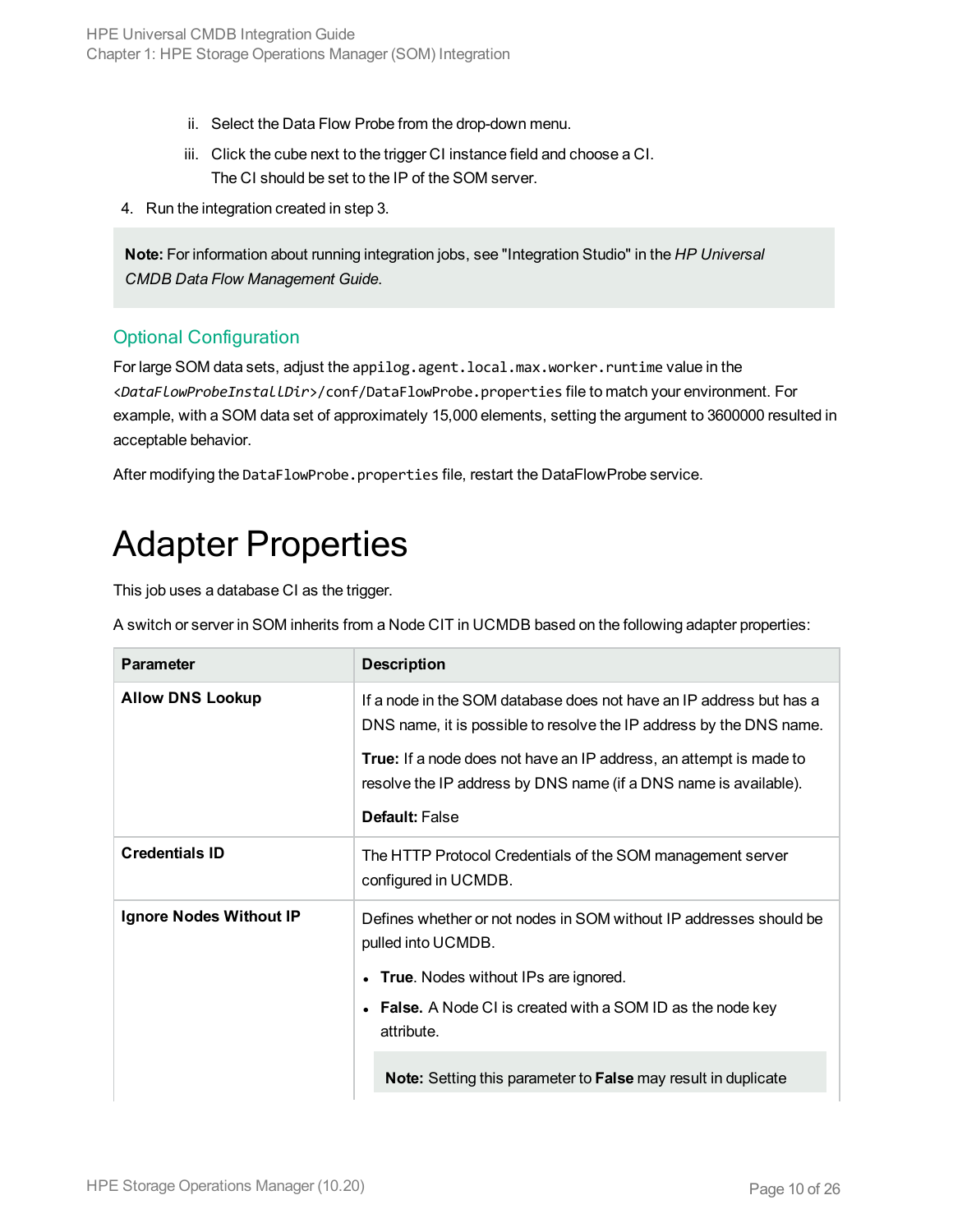ii. Select the Data Flow Probe from the drop-down menu.

  iii. Click the cube next to the trigger CI instance field and choose a CI.
  The CI should be set to the IP of the SOM server.

4. Run the integration created in step 3.

> **Note:** For information about running integration jobs, see "Integration Studio" in the *HP Universal CMDB Data Flow Management Guide.*

## Optional Configuration

For large SOM data sets, adjust the `appilog.agent.local.max.worker.runtime` value in the `<DataFlowProbeInstallDir>/conf/DataFlowProbe.properties` file to match your environment. For example, with a SOM data set of approximately 15,000 elements, setting the argument to 3600000 resulted in acceptable behavior.

After modifying the `DataFlowProbe.properties` file, restart the DataFlowProbe service.

# Adapter Properties

This job uses a database CI as the trigger.

A switch or server in SOM inherits from a Node CIT in UCMDB based on the following adapter properties:

| Parameter | Description |
|---|---|
| **Allow DNS Lookup** | If a node in the SOM database does not have an IP address but has a DNS name, it is possible to resolve the IP address by the DNS name.<br><br>**True:** If a node does not have an IP address, an attempt is made to resolve the IP address by DNS name (if a DNS name is available).<br><br>**Default:** False |
| **Credentials ID** | The HTTP Protocol Credentials of the SOM management server configured in UCMDB. |
| **Ignore Nodes Without IP** | Defines whether or not nodes in SOM without IP addresses should be pulled into UCMDB.<br><br>• **True**. Nodes without IPs are ignored.<br>• **False.** A Node CI is created with a SOM ID as the node key attribute.<br><br>**Note:** Setting this parameter to **False** may result in duplicate |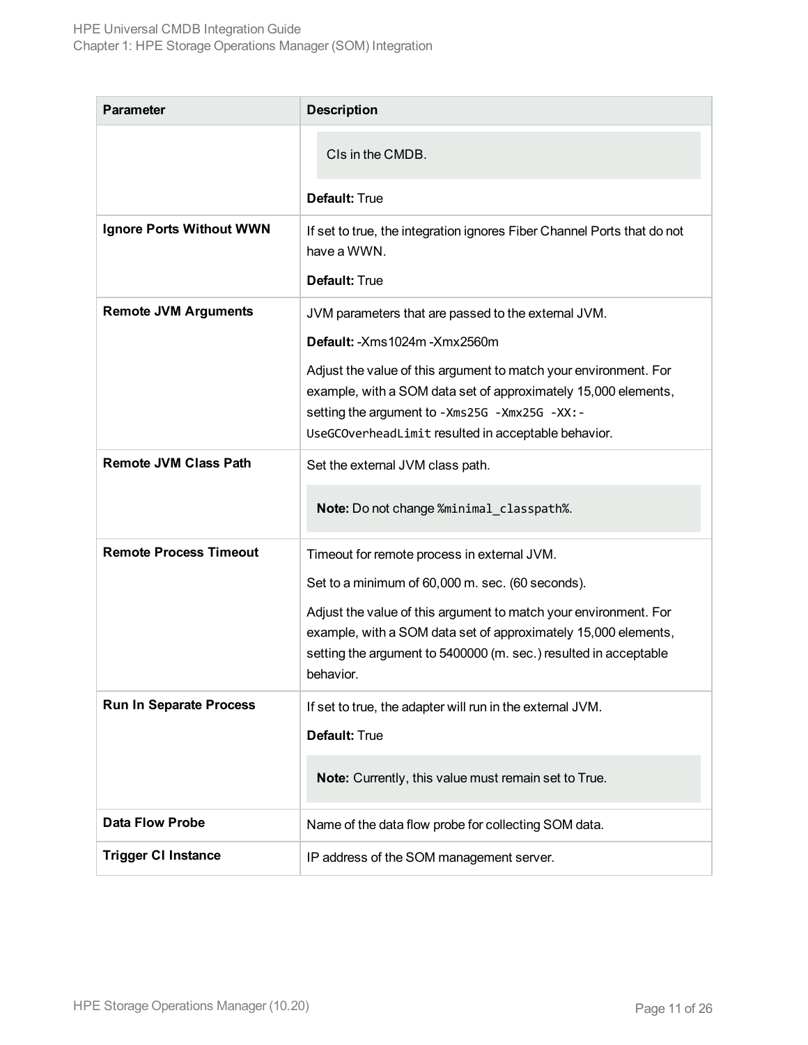| Parameter | Description |
|---|---|
| | CIs in the CMDB.<br><br>**Default:** True |
| **Ignore Ports Without WWN** | If set to true, the integration ignores Fiber Channel Ports that do not have a WWN.<br><br>**Default:** True |
| **Remote JVM Arguments** | JVM parameters that are passed to the external JVM.<br><br>**Default:** -Xms1024m -Xmx2560m<br><br>Adjust the value of this argument to match your environment. For example, with a SOM data set of approximately 15,000 elements, setting the argument to `-Xms25G -Xmx25G -XX:-UseGCOverheadLimit` resulted in acceptable behavior. |
| **Remote JVM Class Path** | Set the external JVM class path.<br><br>**Note:** Do not change `%minimal_classpath%`. |
| **Remote Process Timeout** | Timeout for remote process in external JVM.<br><br>Set to a minimum of 60,000 m. sec. (60 seconds).<br><br>Adjust the value of this argument to match your environment. For example, with a SOM data set of approximately 15,000 elements, setting the argument to 5400000 (m. sec.) resulted in acceptable behavior. |
| **Run In Separate Process** | If set to true, the adapter will run in the external JVM.<br><br>**Default:** True<br><br>**Note:** Currently, this value must remain set to True. |
| **Data Flow Probe** | Name of the data flow probe for collecting SOM data. |
| **Trigger CI Instance** | IP address of the SOM management server. |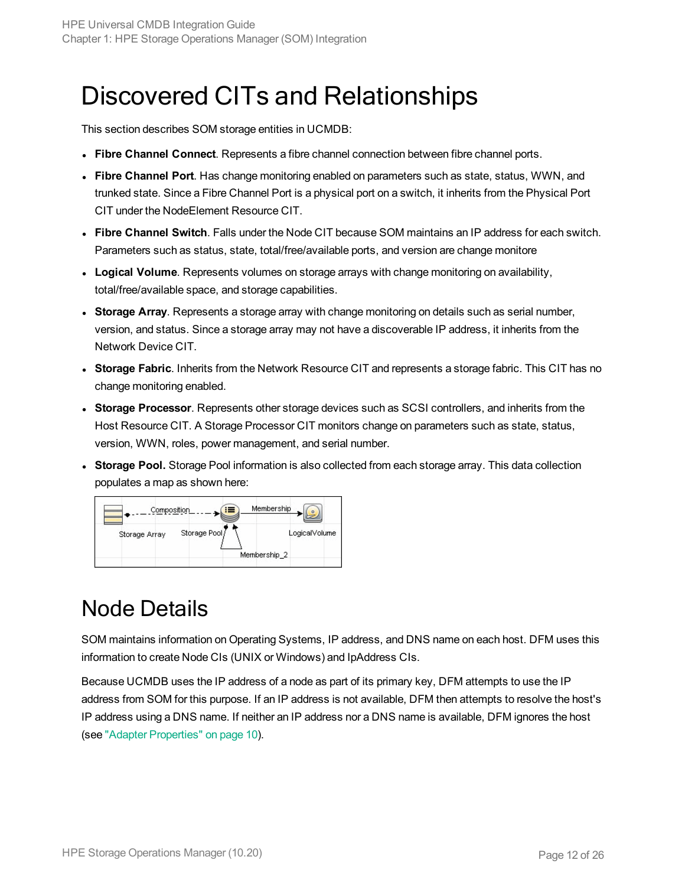# Discovered CITs and Relationships

This section describes SOM storage entities in UCMDB:

- **Fibre Channel Connect**. Represents a fibre channel connection between fibre channel ports.
- **Fibre Channel Port**. Has change monitoring enabled on parameters such as state, status, WWN, and trunked state. Since a Fibre Channel Port is a physical port on a switch, it inherits from the Physical Port CIT under the NodeElement Resource CIT.
- **Fibre Channel Switch**. Falls under the Node CIT because SOM maintains an IP address for each switch. Parameters such as status, state, total/free/available ports, and version are change monitore
- **Logical Volume**. Represents volumes on storage arrays with change monitoring on availability, total/free/available space, and storage capabilities.
- **Storage Array**. Represents a storage array with change monitoring on details such as serial number, version, and status. Since a storage array may not have a discoverable IP address, it inherits from the Network Device CIT.
- **Storage Fabric**. Inherits from the Network Resource CIT and represents a storage fabric. This CIT has no change monitoring enabled.
- **Storage Processor**. Represents other storage devices such as SCSI controllers, and inherits from the Host Resource CIT. A Storage Processor CIT monitors change on parameters such as state, status, version, WWN, roles, power management, and serial number.
- **Storage Pool.** Storage Pool information is also collected from each storage array. This data collection populates a map as shown here:

# Node Details

SOM maintains information on Operating Systems, IP address, and DNS name on each host. DFM uses this information to create Node CIs (UNIX or Windows) and IpAddress CIs.

Because UCMDB uses the IP address of a node as part of its primary key, DFM attempts to use the IP address from SOM for this purpose. If an IP address is not available, DFM then attempts to resolve the host's IP address using a DNS name. If neither an IP address nor a DNS name is available, DFM ignores the host (see "Adapter Properties" on page 10).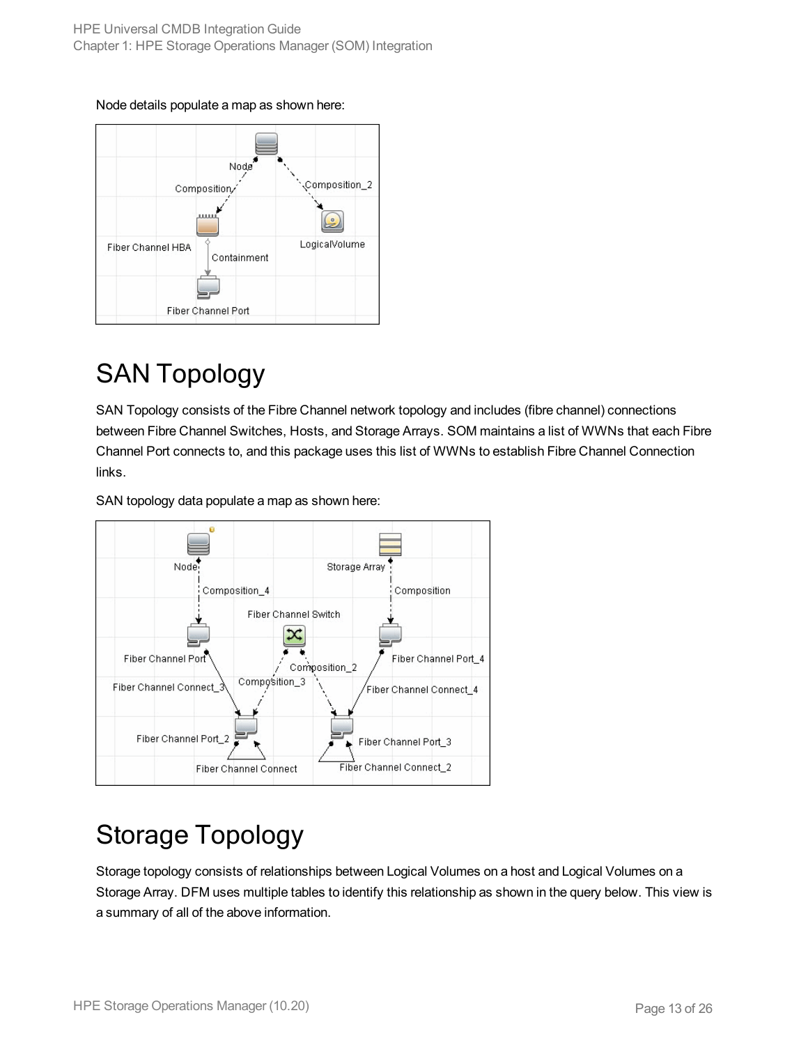Node details populate a map as shown here:

# SAN Topology

SAN Topology consists of the Fibre Channel network topology and includes (fibre channel) connections between Fibre Channel Switches, Hosts, and Storage Arrays. SOM maintains a list of WWNs that each Fibre Channel Port connects to, and this package uses this list of WWNs to establish Fibre Channel Connection links.

SAN topology data populate a map as shown here:

# Storage Topology

Storage topology consists of relationships between Logical Volumes on a host and Logical Volumes on a Storage Array. DFM uses multiple tables to identify this relationship as shown in the query below. This view is a summary of all of the above information.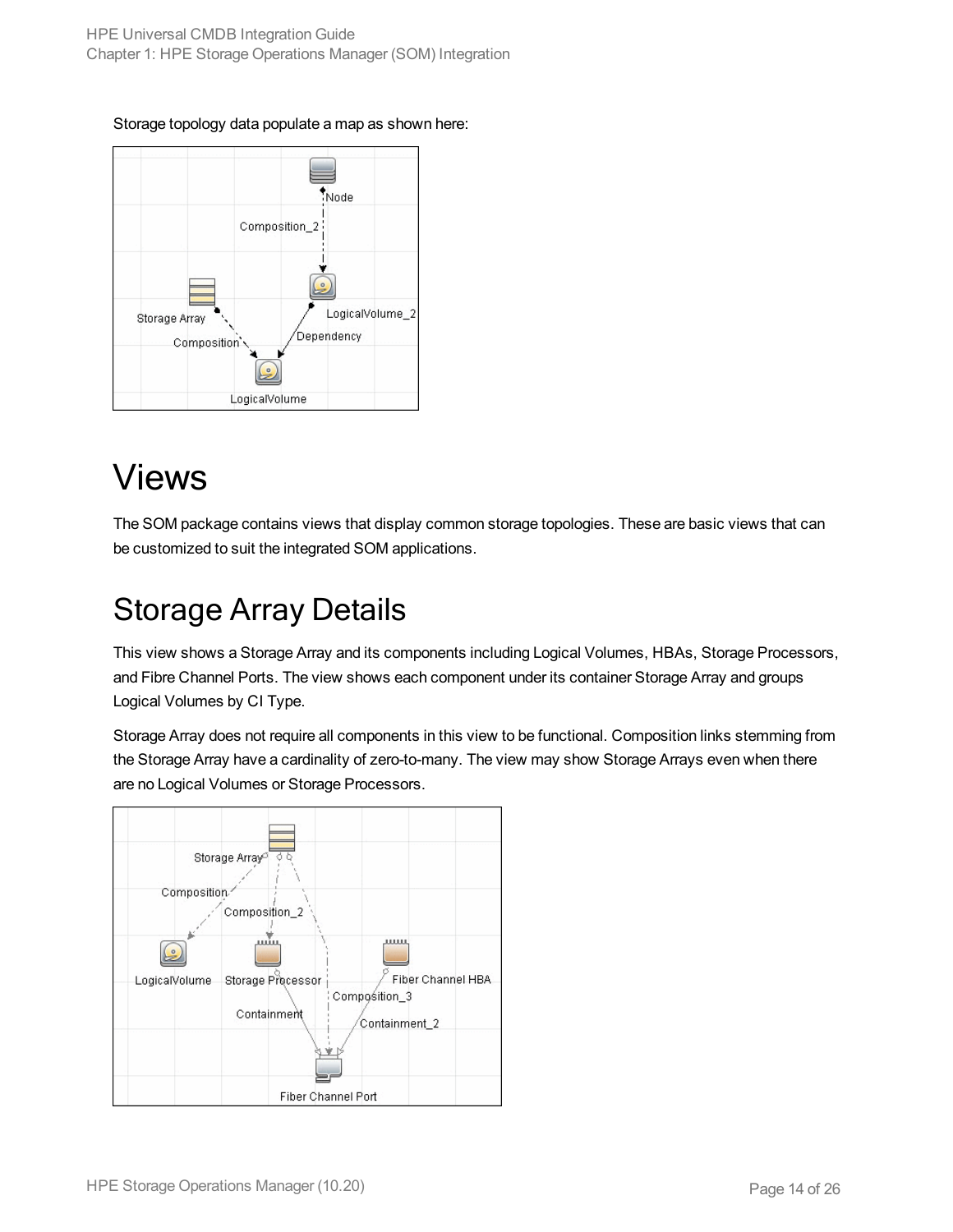Storage topology data populate a map as shown here:

# Views

The SOM package contains views that display common storage topologies. These are basic views that can be customized to suit the integrated SOM applications.

## Storage Array Details

This view shows a Storage Array and its components including Logical Volumes, HBAs, Storage Processors, and Fibre Channel Ports. The view shows each component under its container Storage Array and groups Logical Volumes by CI Type.

Storage Array does not require all components in this view to be functional. Composition links stemming from the Storage Array have a cardinality of zero-to-many. The view may show Storage Arrays even when there are no Logical Volumes or Storage Processors.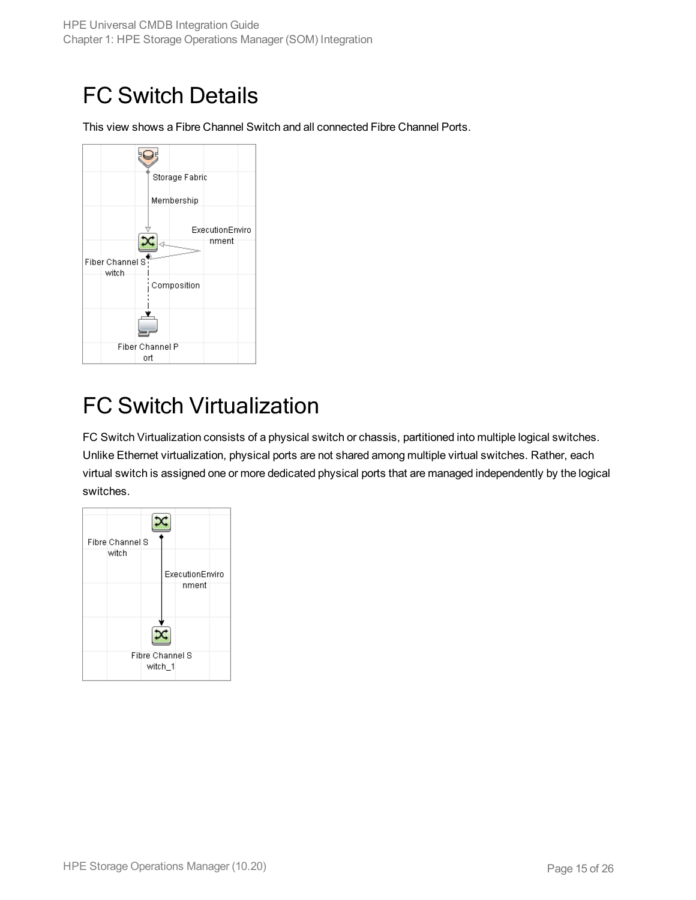# FC Switch Details

This view shows a Fibre Channel Switch and all connected Fibre Channel Ports.

# FC Switch Virtualization

FC Switch Virtualization consists of a physical switch or chassis, partitioned into multiple logical switches. Unlike Ethernet virtualization, physical ports are not shared among multiple virtual switches. Rather, each virtual switch is assigned one or more dedicated physical ports that are managed independently by the logical switches.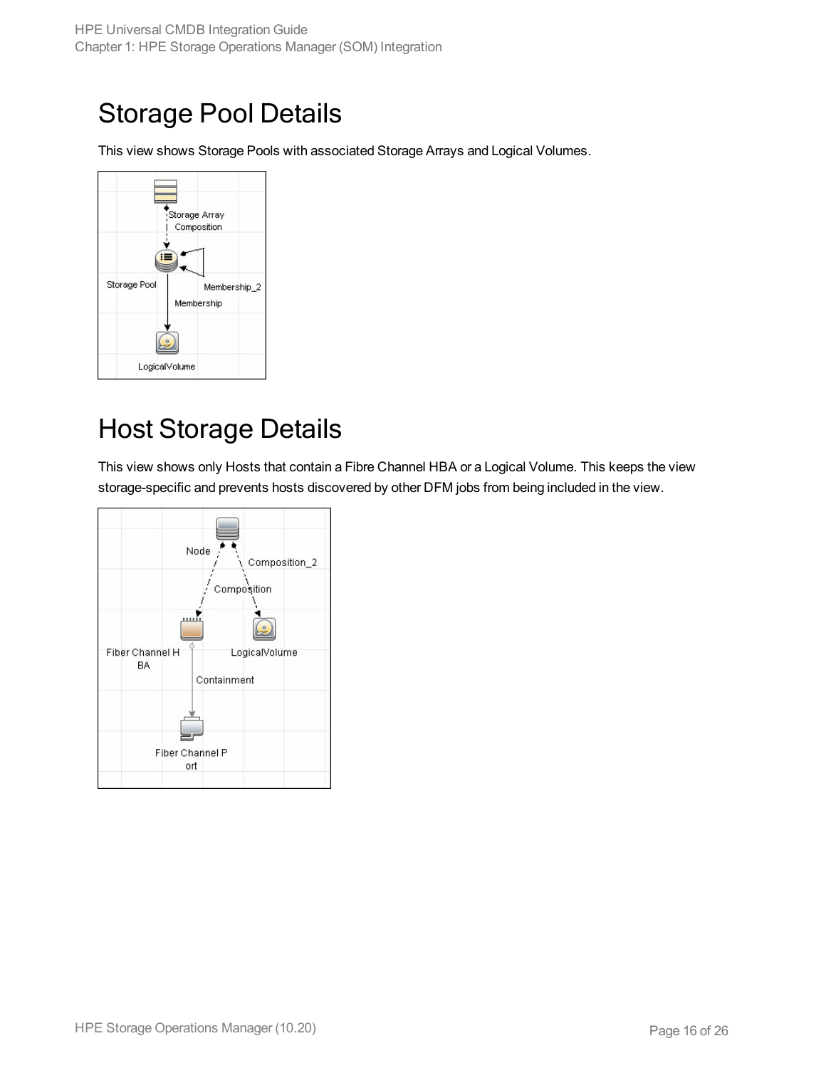# Storage Pool Details

This view shows Storage Pools with associated Storage Arrays and Logical Volumes.

# Host Storage Details

This view shows only Hosts that contain a Fibre Channel HBA or a Logical Volume. This keeps the view storage-specific and prevents hosts discovered by other DFM jobs from being included in the view.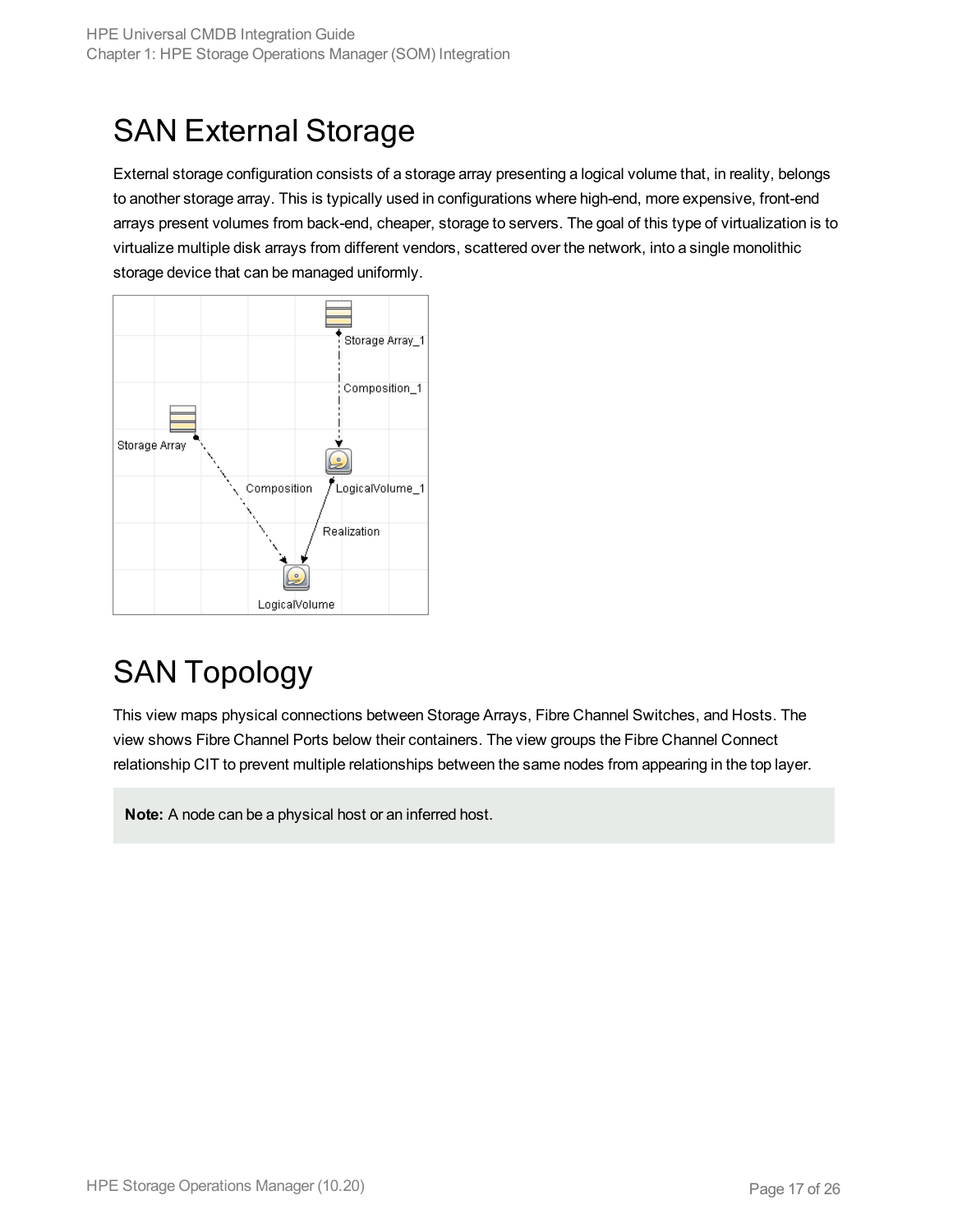# SAN External Storage

External storage configuration consists of a storage array presenting a logical volume that, in reality, belongs to another storage array. This is typically used in configurations where high-end, more expensive, front-end arrays present volumes from back-end, cheaper, storage to servers. The goal of this type of virtualization is to virtualize multiple disk arrays from different vendors, scattered over the network, into a single monolithic storage device that can be managed uniformly.

# SAN Topology

This view maps physical connections between Storage Arrays, Fibre Channel Switches, and Hosts. The view shows Fibre Channel Ports below their containers. The view groups the Fibre Channel Connect relationship CIT to prevent multiple relationships between the same nodes from appearing in the top layer.

**Note:** A node can be a physical host or an inferred host.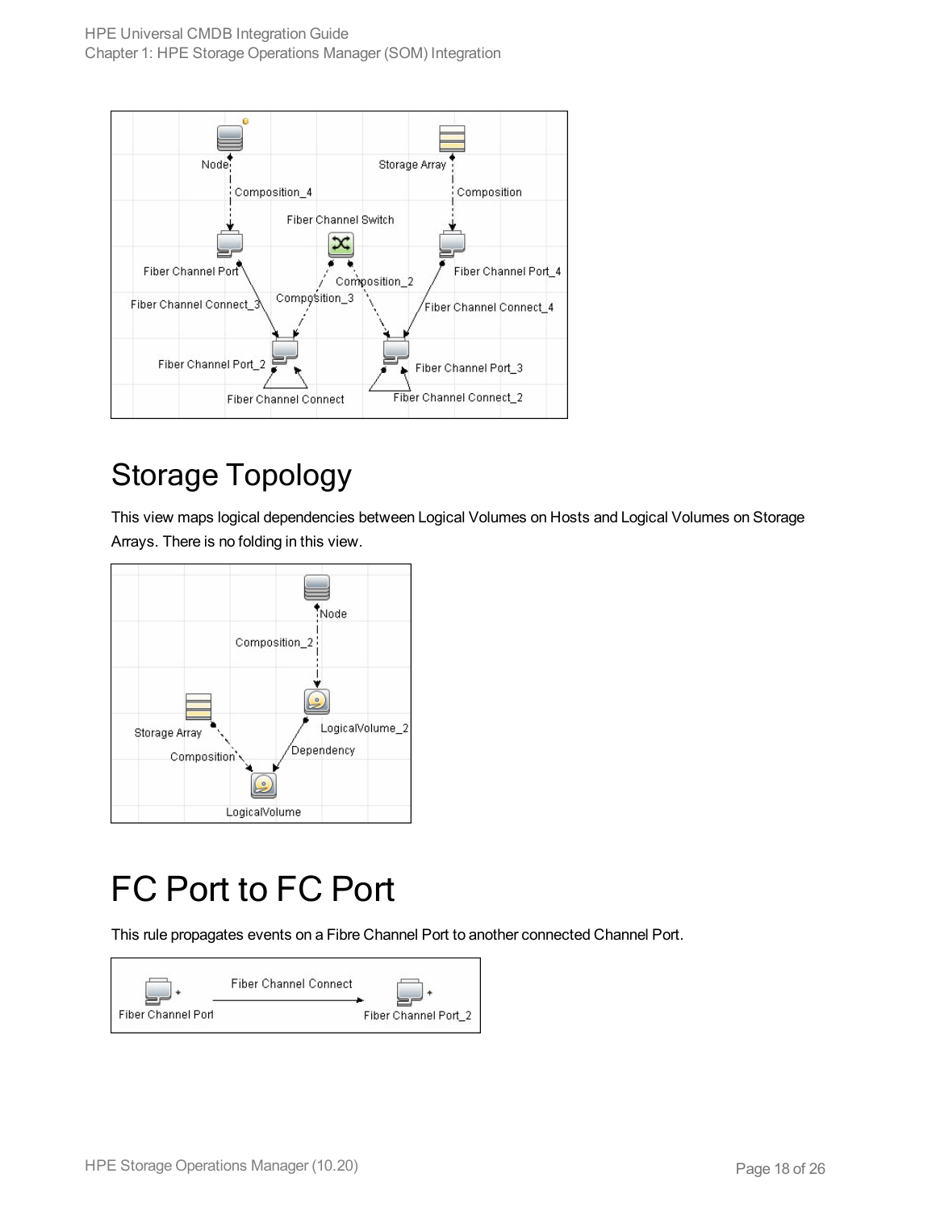## Storage Topology

This view maps logical dependencies between Logical Volumes on Hosts and Logical Volumes on Storage Arrays. There is no folding in this view.

## FC Port to FC Port

This rule propagates events on a Fibre Channel Port to another connected Channel Port.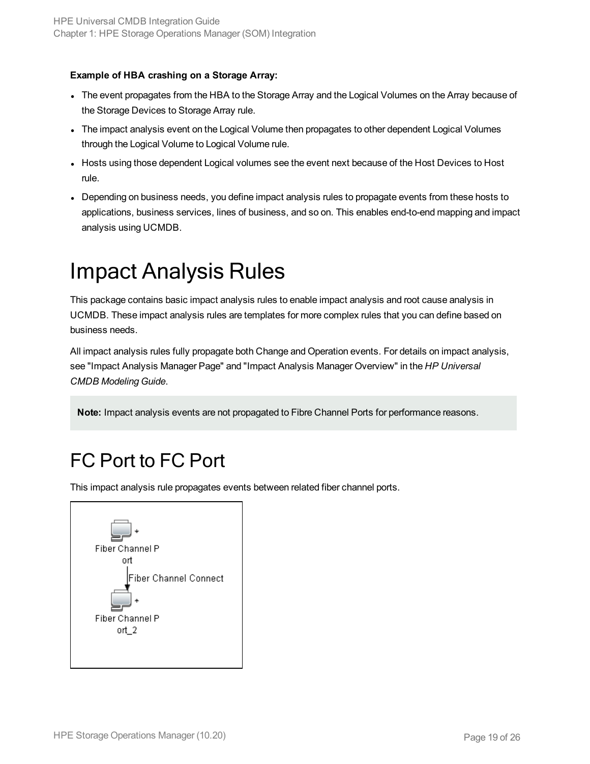**Example of HBA crashing on a Storage Array:**

- The event propagates from the HBA to the Storage Array and the Logical Volumes on the Array because of the Storage Devices to Storage Array rule.
- The impact analysis event on the Logical Volume then propagates to other dependent Logical Volumes through the Logical Volume to Logical Volume rule.
- Hosts using those dependent Logical volumes see the event next because of the Host Devices to Host rule.
- Depending on business needs, you define impact analysis rules to propagate events from these hosts to applications, business services, lines of business, and so on. This enables end-to-end mapping and impact analysis using UCMDB.

# Impact Analysis Rules

This package contains basic impact analysis rules to enable impact analysis and root cause analysis in UCMDB. These impact analysis rules are templates for more complex rules that you can define based on business needs.

All impact analysis rules fully propagate both Change and Operation events. For details on impact analysis, see "Impact Analysis Manager Page" and "Impact Analysis Manager Overview" in the *HP Universal CMDB Modeling Guide*.

**Note:** Impact analysis events are not propagated to Fibre Channel Ports for performance reasons.

## FC Port to FC Port

This impact analysis rule propagates events between related fiber channel ports.

Fiber Channel Port

Fiber Channel Connect

Fiber Channel Port_2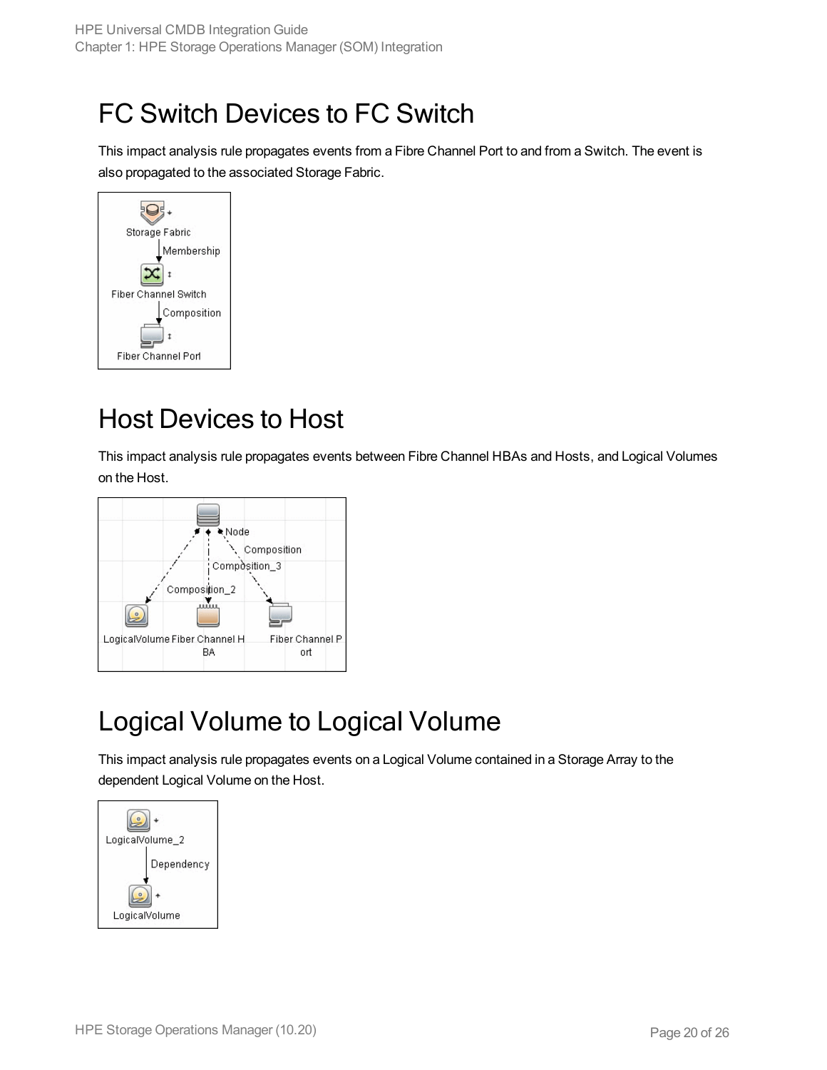# FC Switch Devices to FC Switch

This impact analysis rule propagates events from a Fibre Channel Port to and from a Switch. The event is also propagated to the associated Storage Fabric.

# Host Devices to Host

This impact analysis rule propagates events between Fibre Channel HBAs and Hosts, and Logical Volumes on the Host.

# Logical Volume to Logical Volume

This impact analysis rule propagates events on a Logical Volume contained in a Storage Array to the dependent Logical Volume on the Host.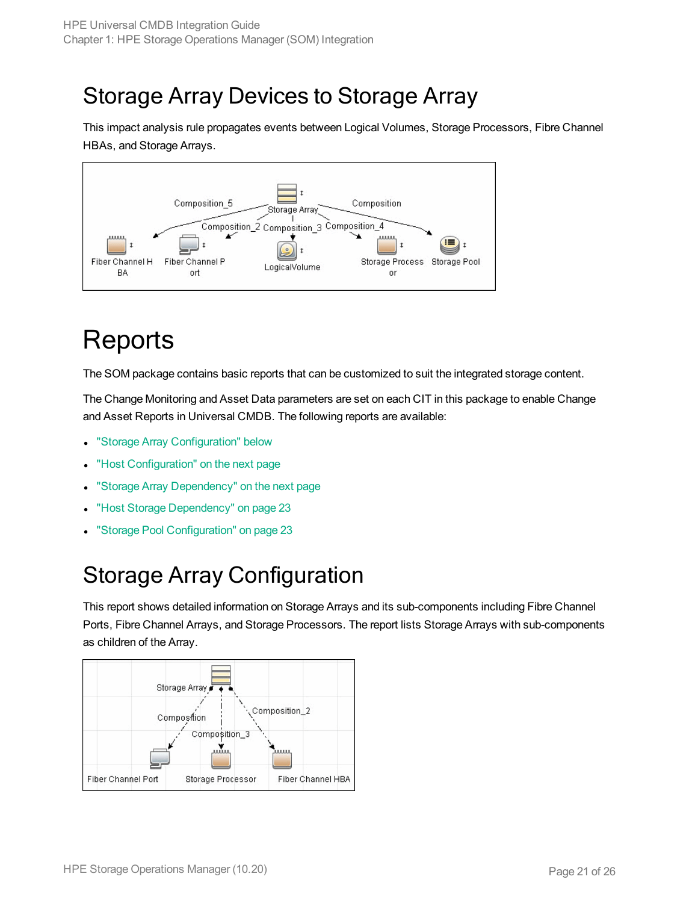# Storage Array Devices to Storage Array

This impact analysis rule propagates events between Logical Volumes, Storage Processors, Fibre Channel HBAs, and Storage Arrays.

# Reports

The SOM package contains basic reports that can be customized to suit the integrated storage content.

The Change Monitoring and Asset Data parameters are set on each CIT in this package to enable Change and Asset Reports in Universal CMDB. The following reports are available:

- "Storage Array Configuration" below
- "Host Configuration" on the next page
- "Storage Array Dependency" on the next page
- "Host Storage Dependency" on page 23
- "Storage Pool Configuration" on page 23

# Storage Array Configuration

This report shows detailed information on Storage Arrays and its sub-components including Fibre Channel Ports, Fibre Channel Arrays, and Storage Processors. The report lists Storage Arrays with sub-components as children of the Array.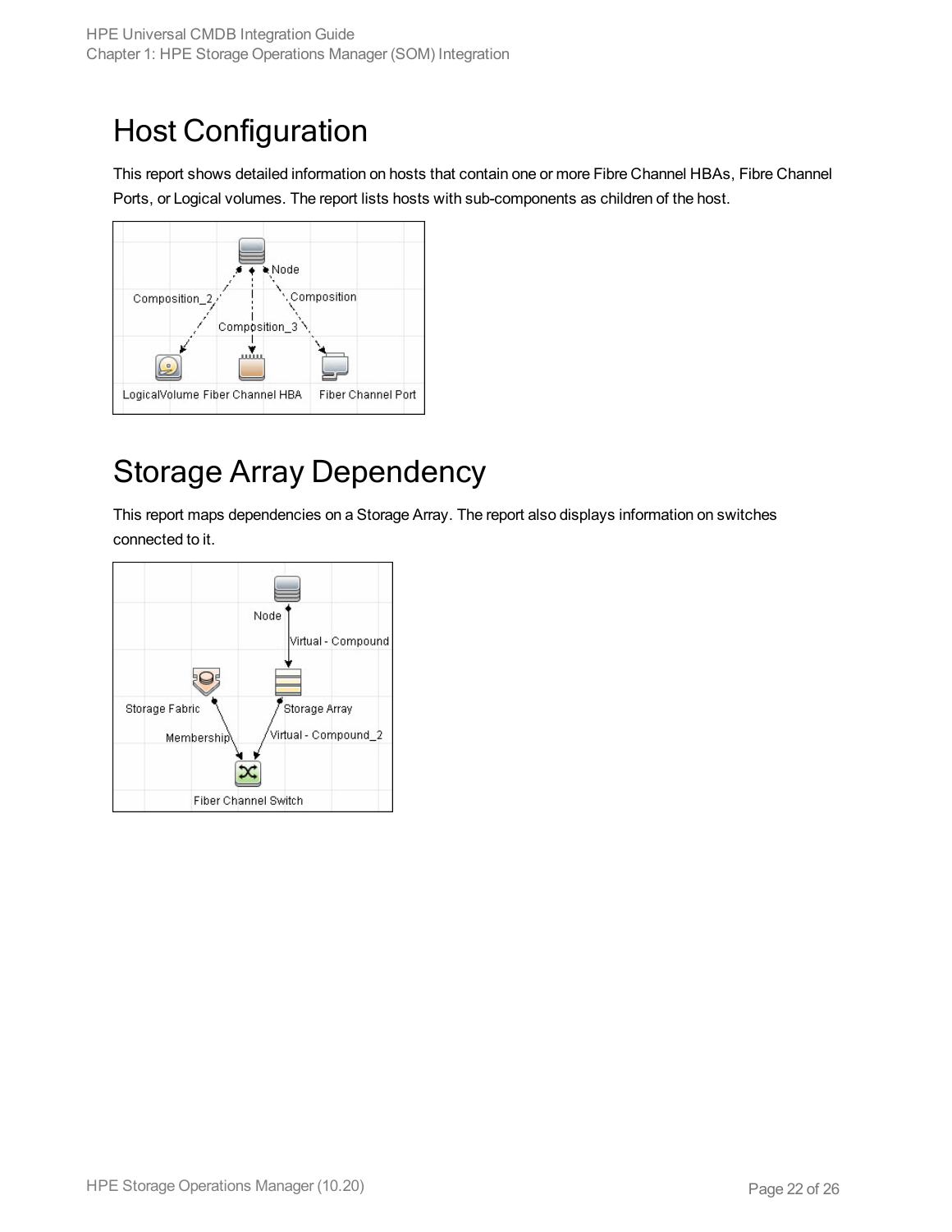# Host Configuration

This report shows detailed information on hosts that contain one or more Fibre Channel HBAs, Fibre Channel Ports, or Logical volumes. The report lists hosts with sub-components as children of the host.

# Storage Array Dependency

This report maps dependencies on a Storage Array. The report also displays information on switches connected to it.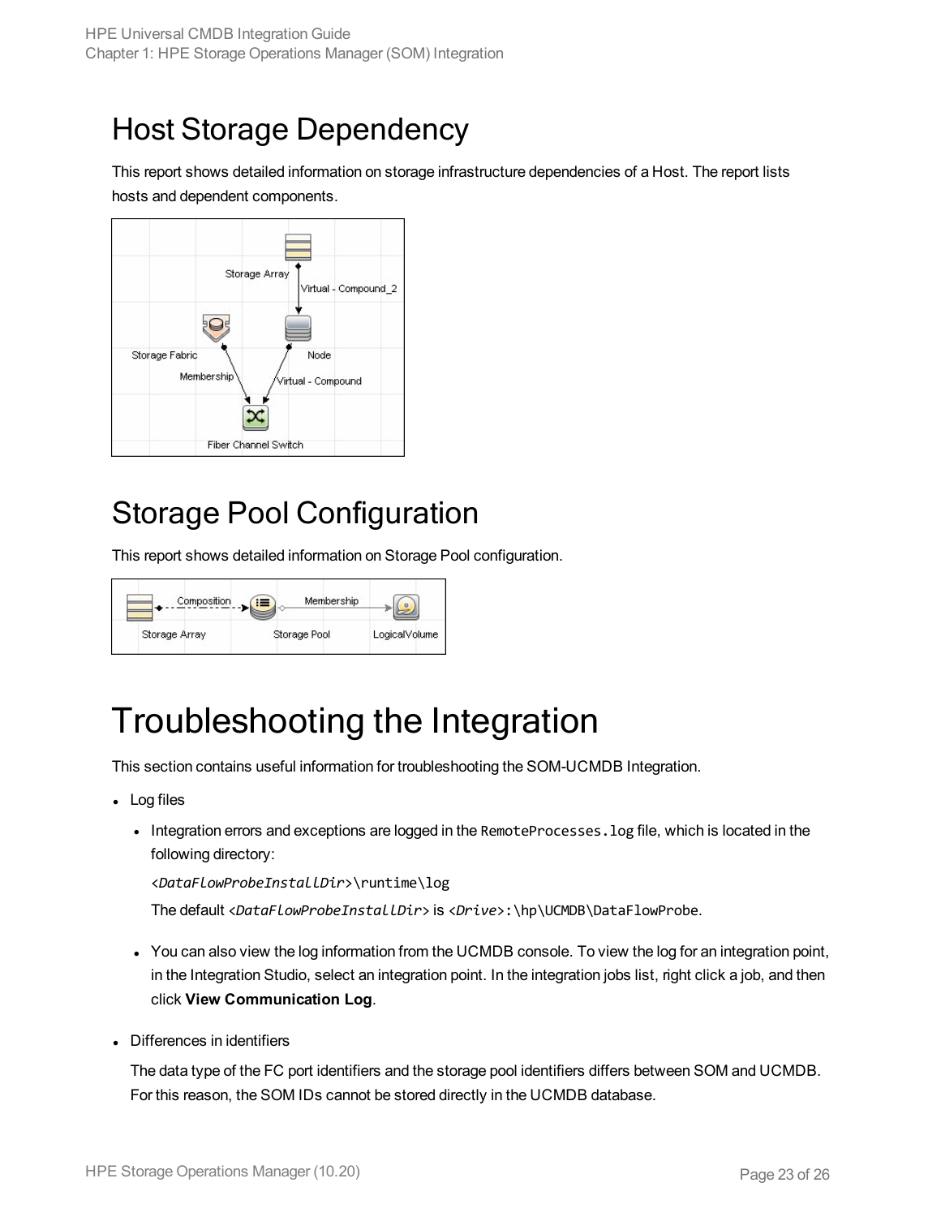## Host Storage Dependency

This report shows detailed information on storage infrastructure dependencies of a Host. The report lists hosts and dependent components.

## Storage Pool Configuration

This report shows detailed information on Storage Pool configuration.

# Troubleshooting the Integration

This section contains useful information for troubleshooting the SOM-UCMDB Integration.

- Log files
  - Integration errors and exceptions are logged in the `RemoteProcesses.log` file, which is located in the following directory:

    `<DataFlowProbeInstallDir>\runtime\log`

    The default `<DataFlowProbeInstallDir>` is `<Drive>:\hp\UCMDB\DataFlowProbe`.

  - You can also view the log information from the UCMDB console. To view the log for an integration point, in the Integration Studio, select an integration point. In the integration jobs list, right click a job, and then click **View Communication Log**.

- Differences in identifiers

  The data type of the FC port identifiers and the storage pool identifiers differs between SOM and UCMDB. For this reason, the SOM IDs cannot be stored directly in the UCMDB database.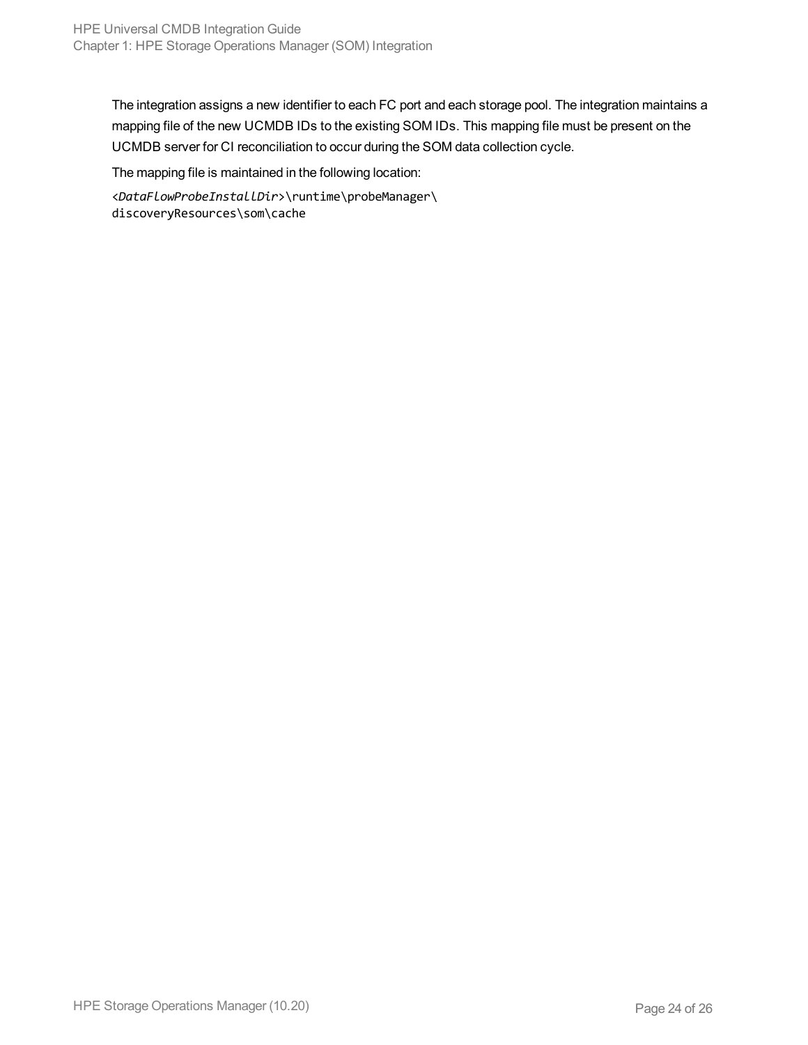The integration assigns a new identifier to each FC port and each storage pool. The integration maintains a mapping file of the new UCMDB IDs to the existing SOM IDs. This mapping file must be present on the UCMDB server for CI reconciliation to occur during the SOM data collection cycle.

The mapping file is maintained in the following location:

```
<DataFlowProbeInstallDir>\runtime\probeManager\
discoveryResources\som\cache
```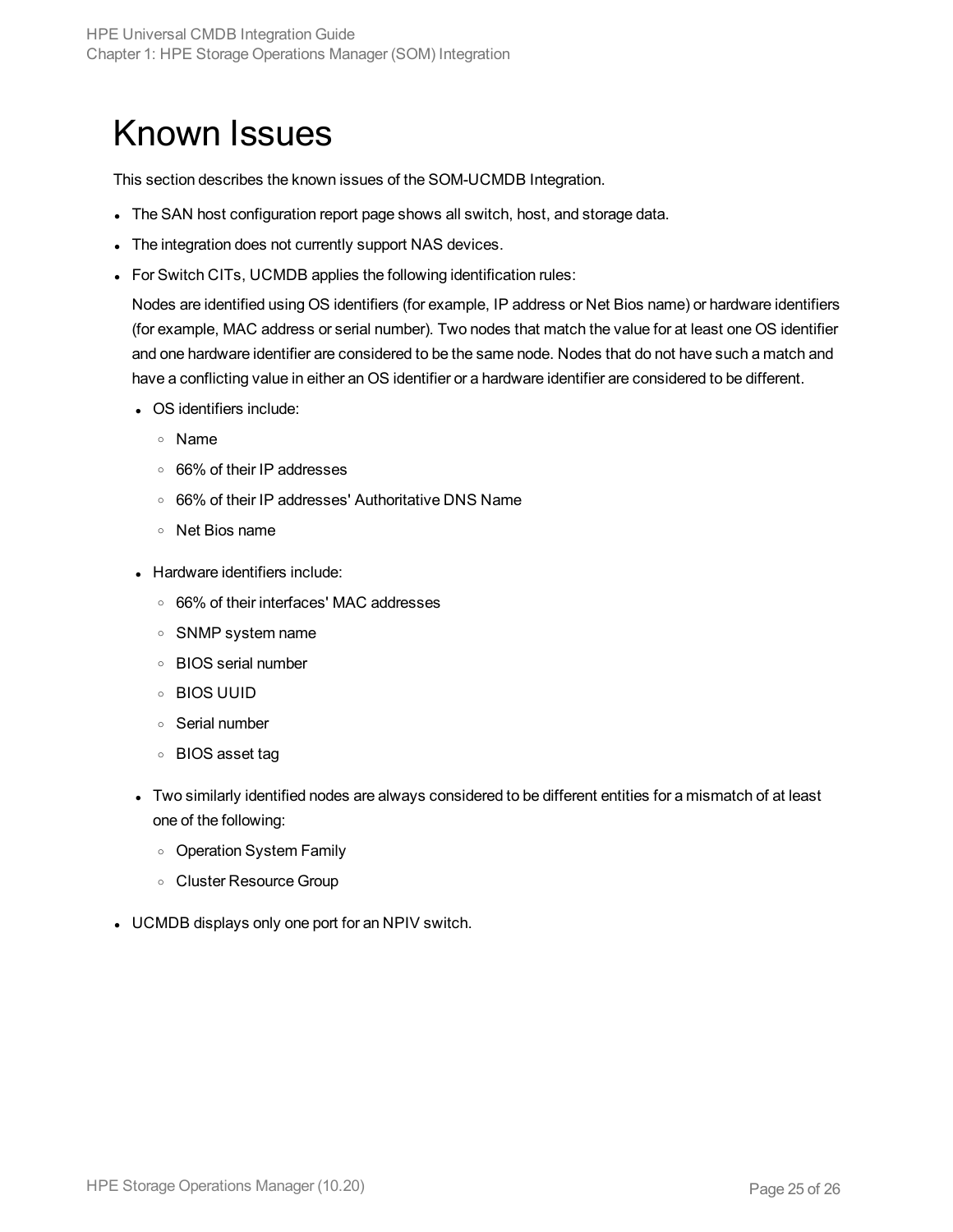# Known Issues

This section describes the known issues of the SOM-UCMDB Integration.

- The SAN host configuration report page shows all switch, host, and storage data.
- The integration does not currently support NAS devices.
- For Switch CITs, UCMDB applies the following identification rules:

  Nodes are identified using OS identifiers (for example, IP address or Net Bios name) or hardware identifiers (for example, MAC address or serial number). Two nodes that match the value for at least one OS identifier and one hardware identifier are considered to be the same node. Nodes that do not have such a match and have a conflicting value in either an OS identifier or a hardware identifier are considered to be different.

  - OS identifiers include:
    - Name
    - 66% of their IP addresses
    - 66% of their IP addresses' Authoritative DNS Name
    - Net Bios name
  - Hardware identifiers include:
    - 66% of their interfaces' MAC addresses
    - SNMP system name
    - BIOS serial number
    - BIOS UUID
    - Serial number
    - BIOS asset tag
  - Two similarly identified nodes are always considered to be different entities for a mismatch of at least one of the following:
    - Operation System Family
    - Cluster Resource Group
- UCMDB displays only one port for an NPIV switch.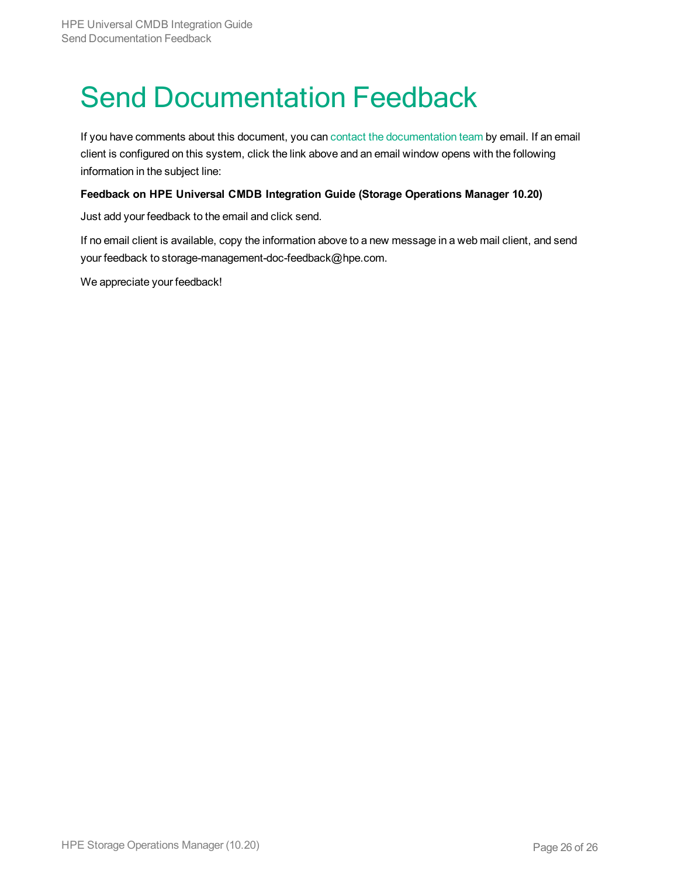# Send Documentation Feedback

If you have comments about this document, you can contact the documentation team by email. If an email client is configured on this system, click the link above and an email window opens with the following information in the subject line:

**Feedback on HPE Universal CMDB Integration Guide (Storage Operations Manager 10.20)**

Just add your feedback to the email and click send.

If no email client is available, copy the information above to a new message in a web mail client, and send your feedback to storage-management-doc-feedback@hpe.com.

We appreciate your feedback!